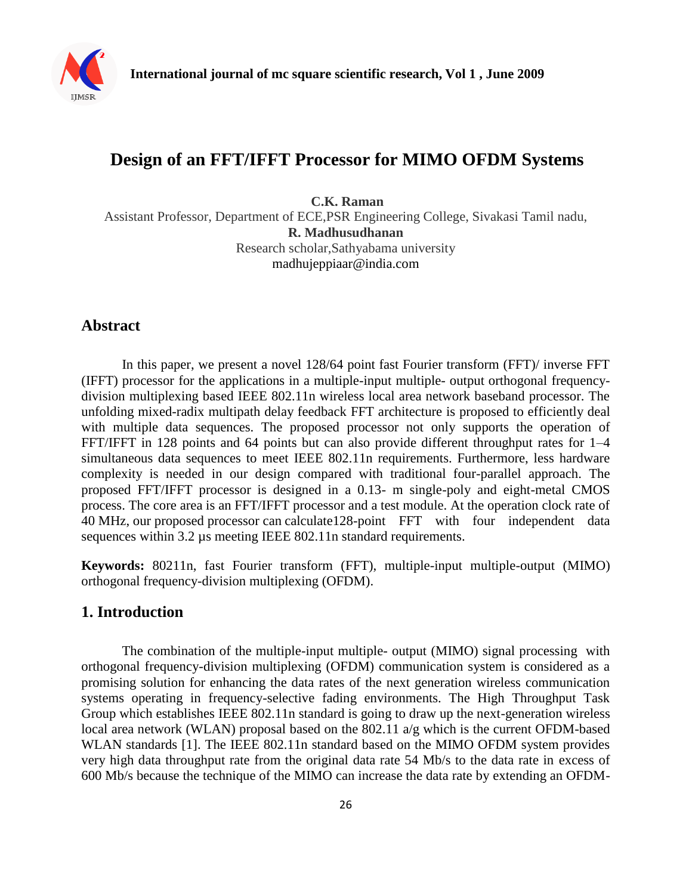# Design of an FFT/IFFT Processor for MIMO OFDM Systems

**C.K. Raman**

Assistant Professor, Department of ECE,PSR Engineering College, Sivakasi Tamil nadu,

**R. Madhusudhanan**

Research scholar,Sathyabama university

madhujeppiaar@india.com

## Abstract

In this paper, we present a novel 128/64 point fast Fourier transform (FFT)/ inverse FFT (IFFT) processor for the applications in a multiple-input multiple- output orthogonal frequency-division multiplexing based IEEE 802.11n wireless local area network baseband processor. The unfolding mixed-radix multipath delay feedback FFT architecture is proposed to efficiently deal with multiple data sequences. The proposed processor not only supports the operation of FFT/IFFT in 128 points and 64 points but can also provide different throughput rates for 1–4 simultaneous data sequences to meet IEEE 802.11n requirements. Furthermore, less hardware complexity is needed in our design compared with traditional four-parallel approach. The proposed FFT/IFFT processor is designed in a 0.13- m single-poly and eight-metal CMOS process. The core area is an FFT/IFFT processor and a test module. At the operation clock rate of 40 MHz, our proposed processor can calculate128-point FFT with four independent data sequences within 3.2 µs meeting IEEE 802.11n standard requirements.

**Keywords:** 80211n, fast Fourier transform (FFT), multiple-input multiple-output (MIMO) orthogonal frequency-division multiplexing (OFDM).

## 1. Introduction

The combination of the multiple-input multiple- output (MIMO) signal processing with orthogonal frequency-division multiplexing (OFDM) communication system is considered as a promising solution for enhancing the data rates of the next generation wireless communication systems operating in frequency-selective fading environments. The High Throughput Task Group which establishes IEEE 802.11n standard is going to draw up the next-generation wireless local area network (WLAN) proposal based on the 802.11 a/g which is the current OFDM-based WLAN standards [1]. The IEEE 802.11n standard based on the MIMO OFDM system provides very high data throughput rate from the original data rate 54 Mb/s to the data rate in excess of 600 Mb/s because the technique of the MIMO can increase the data rate by extending an OFDM-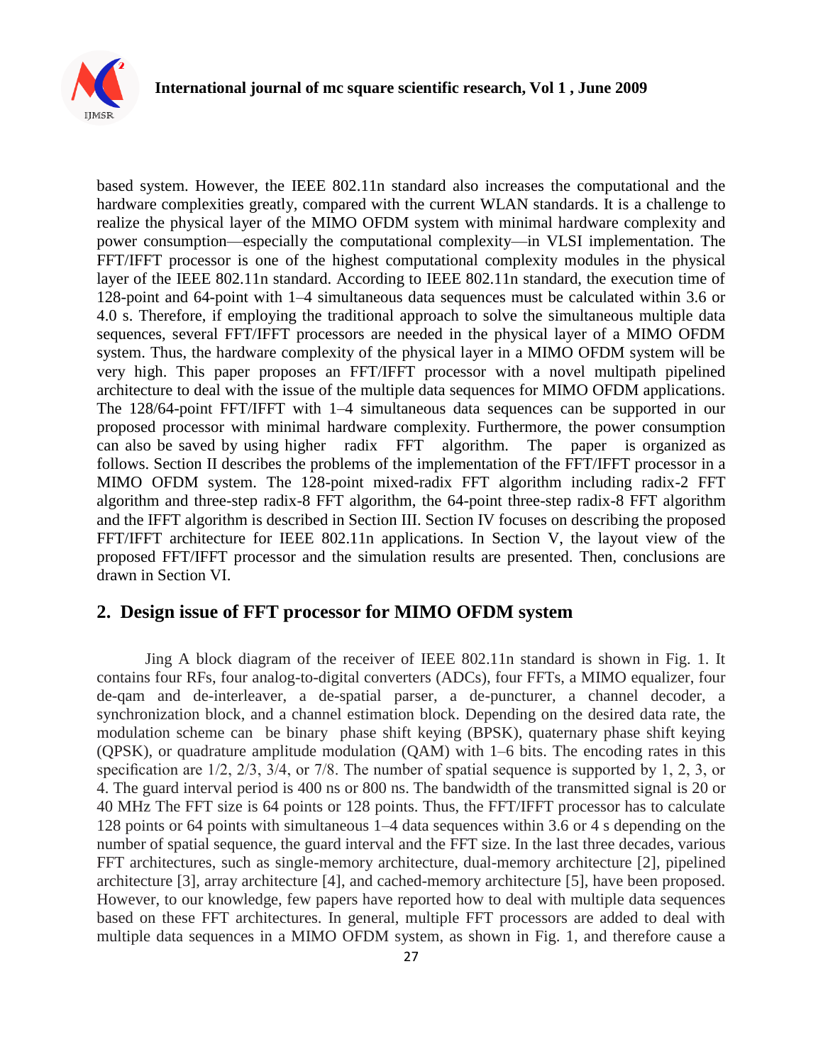based system. However, the IEEE 802.11n standard also increases the computational and the hardware complexities greatly, compared with the current WLAN standards. It is a challenge to realize the physical layer of the MIMO OFDM system with minimal hardware complexity and power consumption—especially the computational complexity—in VLSI implementation. The FFT/IFFT processor is one of the highest computational complexity modules in the physical layer of the IEEE 802.11n standard. According to IEEE 802.11n standard, the execution time of 128-point and 64-point with 1–4 simultaneous data sequences must be calculated within 3.6 or 4.0 s. Therefore, if employing the traditional approach to solve the simultaneous multiple data sequences, several FFT/IFFT processors are needed in the physical layer of a MIMO OFDM system. Thus, the hardware complexity of the physical layer in a MIMO OFDM system will be very high. This paper proposes an FFT/IFFT processor with a novel multipath pipelined architecture to deal with the issue of the multiple data sequences for MIMO OFDM applications. The 128/64-point FFT/IFFT with 1–4 simultaneous data sequences can be supported in our proposed processor with minimal hardware complexity. Furthermore, the power consumption can also be saved by using higher radix FFT algorithm. The paper is organized as follows. Section II describes the problems of the implementation of the FFT/IFFT processor in a MIMO OFDM system. The 128-point mixed-radix FFT algorithm including radix-2 FFT algorithm and three-step radix-8 FFT algorithm, the 64-point three-step radix-8 FFT algorithm and the IFFT algorithm is described in Section III. Section IV focuses on describing the proposed FFT/IFFT architecture for IEEE 802.11n applications. In Section V, the layout view of the proposed FFT/IFFT processor and the simulation results are presented. Then, conclusions are drawn in Section VI.

## 2. Design issue of FFT processor for MIMO OFDM system

Jing A block diagram of the receiver of IEEE 802.11n standard is shown in Fig. 1. It contains four RFs, four analog-to-digital converters (ADCs), four FFTs, a MIMO equalizer, four de-qam and de-interleaver, a de-spatial parser, a de-puncturer, a channel decoder, a synchronization block, and a channel estimation block. Depending on the desired data rate, the modulation scheme can be binary phase shift keying (BPSK), quaternary phase shift keying (QPSK), or quadrature amplitude modulation (QAM) with 1–6 bits. The encoding rates in this specification are 1/2, 2/3, 3/4, or 7/8. The number of spatial sequence is supported by 1, 2, 3, or 4. The guard interval period is 400 ns or 800 ns. The bandwidth of the transmitted signal is 20 or 40 MHz The FFT size is 64 points or 128 points. Thus, the FFT/IFFT processor has to calculate 128 points or 64 points with simultaneous 1–4 data sequences within 3.6 or 4 s depending on the number of spatial sequence, the guard interval and the FFT size. In the last three decades, various FFT architectures, such as single-memory architecture, dual-memory architecture [2], pipelined architecture [3], array architecture [4], and cached-memory architecture [5], have been proposed. However, to our knowledge, few papers have reported how to deal with multiple data sequences based on these FFT architectures. In general, multiple FFT processors are added to deal with multiple data sequences in a MIMO OFDM system, as shown in Fig. 1, and therefore cause a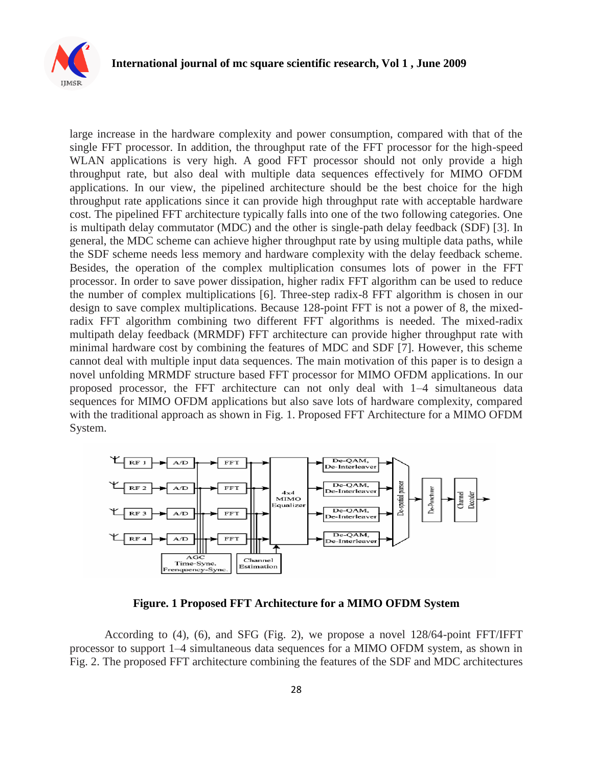large increase in the hardware complexity and power consumption, compared with that of the single FFT processor. In addition, the throughput rate of the FFT processor for the high-speed WLAN applications is very high. A good FFT processor should not only provide a high throughput rate, but also deal with multiple data sequences effectively for MIMO OFDM applications. In our view, the pipelined architecture should be the best choice for the high throughput rate applications since it can provide high throughput rate with acceptable hardware cost. The pipelined FFT architecture typically falls into one of the two following categories. One is multipath delay commutator (MDC) and the other is single-path delay feedback (SDF) [3]. In general, the MDC scheme can achieve higher throughput rate by using multiple data paths, while the SDF scheme needs less memory and hardware complexity with the delay feedback scheme. Besides, the operation of the complex multiplication consumes lots of power in the FFT processor. In order to save power dissipation, higher radix FFT algorithm can be used to reduce the number of complex multiplications [6]. Three-step radix-8 FFT algorithm is chosen in our design to save complex multiplications. Because 128-point FFT is not a power of 8, the mixed-radix FFT algorithm combining two different FFT algorithms is needed. The mixed-radix multipath delay feedback (MRMDF) FFT architecture can provide higher throughput rate with minimal hardware cost by combining the features of MDC and SDF [7]. However, this scheme cannot deal with multiple input data sequences. The main motivation of this paper is to design a novel unfolding MRMDF structure based FFT processor for MIMO OFDM applications. In our proposed processor, the FFT architecture can not only deal with 1–4 simultaneous data sequences for MIMO OFDM applications but also save lots of hardware complexity, compared with the traditional approach as shown in Fig. 1. Proposed FFT Architecture for a MIMO OFDM System.

RF 1
RF 2
RF 3
RF 4
A/D
FFT
4x4 MIMO Equalizer
De-QAM, De-Interleaver
De-spatial parser
De-Puncturer
Channel Decoder
AGC Time-Sync. Frenquency-Sync.
Channel Estimation

**Figure. 1 Proposed FFT Architecture for a MIMO OFDM System**

According to (4), (6), and SFG (Fig. 2), we propose a novel 128/64-point FFT/IFFT processor to support 1–4 simultaneous data sequences for a MIMO OFDM system, as shown in Fig. 2. The proposed FFT architecture combining the features of the SDF and MDC architectures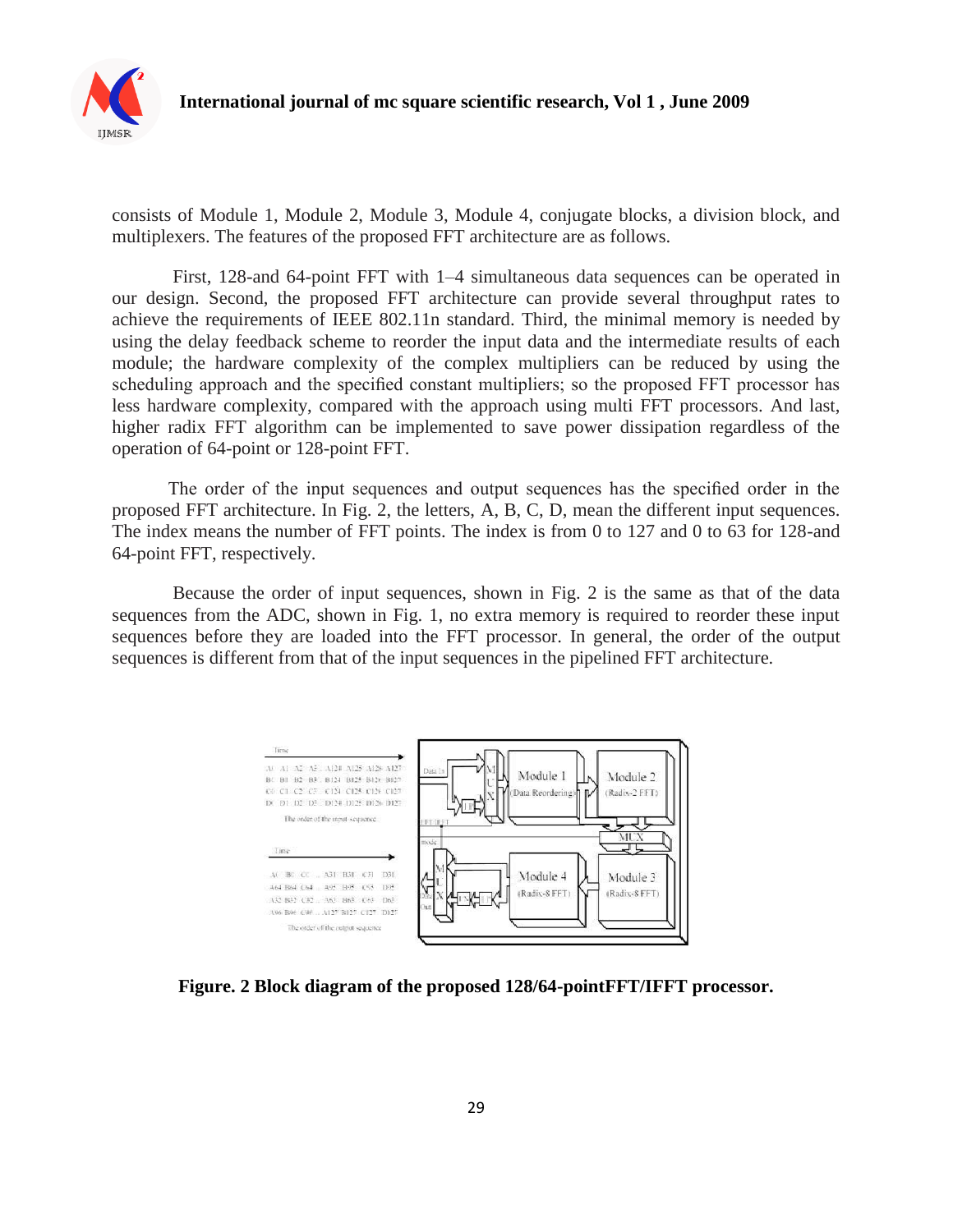consists of Module 1, Module 2, Module 3, Module 4, conjugate blocks, a division block, and multiplexers. The features of the proposed FFT architecture are as follows.

First, 128-and 64-point FFT with 1–4 simultaneous data sequences can be operated in our design. Second, the proposed FFT architecture can provide several throughput rates to achieve the requirements of IEEE 802.11n standard. Third, the minimal memory is needed by using the delay feedback scheme to reorder the input data and the intermediate results of each module; the hardware complexity of the complex multipliers can be reduced by using the scheduling approach and the specified constant multipliers; so the proposed FFT processor has less hardware complexity, compared with the approach using multi FFT processors. And last, higher radix FFT algorithm can be implemented to save power dissipation regardless of the operation of 64-point or 128-point FFT.

The order of the input sequences and output sequences has the specified order in the proposed FFT architecture. In Fig. 2, the letters, A, B, C, D, mean the different input sequences. The index means the number of FFT points. The index is from 0 to 127 and 0 to 63 for 128-and 64-point FFT, respectively.

Because the order of input sequences, shown in Fig. 2 is the same as that of the data sequences from the ADC, shown in Fig. 1, no extra memory is required to reorder these input sequences before they are loaded into the FFT processor. In general, the order of the output sequences is different from that of the input sequences in the pipelined FFT architecture.

Time

A0 A1 A2 A3 ... A124 A125 A126 A127
B0 B1 B2 B3 ... B124 B125 B126 B127
C0 C1 C2 C3 ... C124 C125 C126 C127
D0 D1 D2 D3 ... D124 D125 D126 D127

The order of the input sequence

Time

A0 B0 C0 ... A31 B31 C31 D31
A64 B64 C64 ... A95 B95 C95 D95
A32 B32 C32 ... A63 B63 C63 D63
A96 B96 C96 ... A127 B127 C127 D127

The order of the output sequence

Data In

MUX

Module 1 (Data Reordering)

Module 2 (Radix-2 FFT)

FFT/IFFT

mode

MUX

Module 4 (Radix-8 FFT)

Module 3 (Radix-8 FFT)

Data Out

**Figure. 2 Block diagram of the proposed 128/64-pointFFT/IFFT processor.**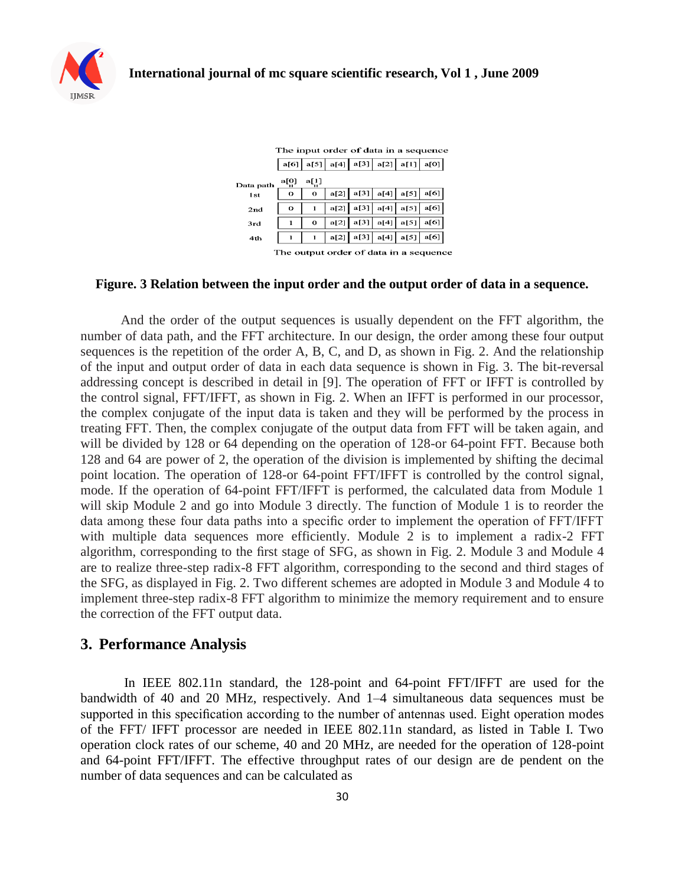The input order of data in a sequence

| a[6] | a[5] | a[4] | a[3] | a[2] | a[1] | a[0] |
|---|---|---|---|---|---|---|

| Data path | a[0] | a[1] | | | | | |
|---|---|---|---|---|---|---|---|
| 1st | 0 | 0 | a[2] | a[3] | a[4] | a[5] | a[6] |
| 2nd | 0 | 1 | a[2] | a[3] | a[4] | a[5] | a[6] |
| 3rd | 1 | 0 | a[2] | a[3] | a[4] | a[5] | a[6] |
| 4th | 1 | 1 | a[2] | a[3] | a[4] | a[5] | a[6] |

The output order of data in a sequence

**Figure. 3 Relation between the input order and the output order of data in a sequence.**

And the order of the output sequences is usually dependent on the FFT algorithm, the number of data path, and the FFT architecture. In our design, the order among these four output sequences is the repetition of the order A, B, C, and D, as shown in Fig. 2. And the relationship of the input and output order of data in each data sequence is shown in Fig. 3. The bit-reversal addressing concept is described in detail in [9]. The operation of FFT or IFFT is controlled by the control signal, FFT/IFFT, as shown in Fig. 2. When an IFFT is performed in our processor, the complex conjugate of the input data is taken and they will be performed by the process in treating FFT. Then, the complex conjugate of the output data from FFT will be taken again, and will be divided by 128 or 64 depending on the operation of 128-or 64-point FFT. Because both 128 and 64 are power of 2, the operation of the division is implemented by shifting the decimal point location. The operation of 128-or 64-point FFT/IFFT is controlled by the control signal, mode. If the operation of 64-point FFT/IFFT is performed, the calculated data from Module 1 will skip Module 2 and go into Module 3 directly. The function of Module 1 is to reorder the data among these four data paths into a specific order to implement the operation of FFT/IFFT with multiple data sequences more efficiently. Module 2 is to implement a radix-2 FFT algorithm, corresponding to the first stage of SFG, as shown in Fig. 2. Module 3 and Module 4 are to realize three-step radix-8 FFT algorithm, corresponding to the second and third stages of the SFG, as displayed in Fig. 2. Two different schemes are adopted in Module 3 and Module 4 to implement three-step radix-8 FFT algorithm to minimize the memory requirement and to ensure the correction of the FFT output data.

## 3. Performance Analysis

In IEEE 802.11n standard, the 128-point and 64-point FFT/IFFT are used for the bandwidth of 40 and 20 MHz, respectively. And 1–4 simultaneous data sequences must be supported in this specification according to the number of antennas used. Eight operation modes of the FFT/ IFFT processor are needed in IEEE 802.11n standard, as listed in Table I. Two operation clock rates of our scheme, 40 and 20 MHz, are needed for the operation of 128-point and 64-point FFT/IFFT. The effective throughput rates of our design are de pendent on the number of data sequences and can be calculated as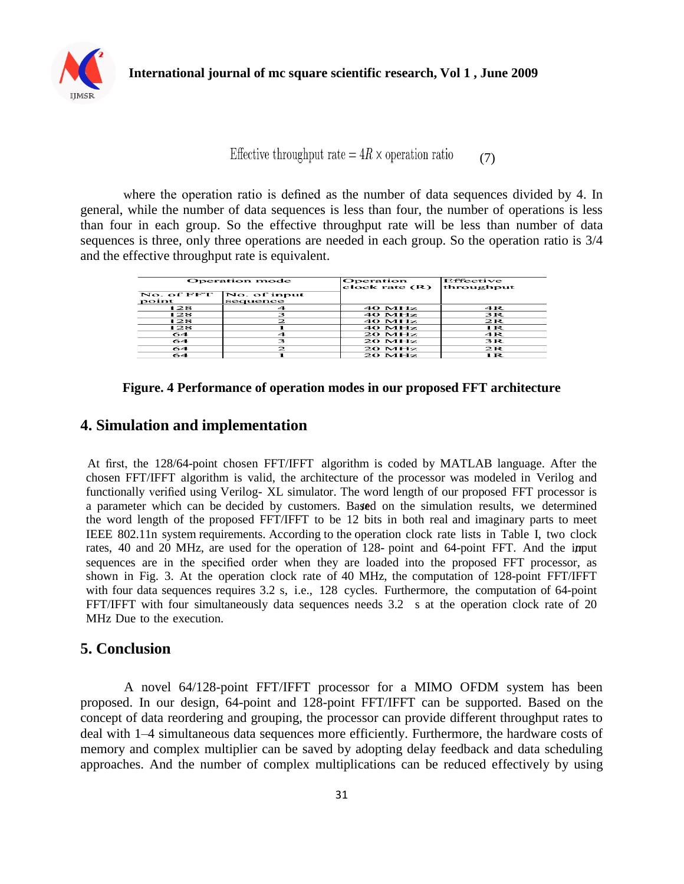$$\text{Effective throughput rate} = 4R \times \text{operation ratio} \qquad (7)$$

where the operation ratio is defined as the number of data sequences divided by 4. In general, while the number of data sequences is less than four, the number of operations is less than four in each group. So the effective throughput rate will be less than number of data sequences is three, only three operations are needed in each group. So the operation ratio is 3/4 and the effective throughput rate is equivalent.

| Operation mode | | Operation clock rate (R) | Effective throughput |
|---|---|---|---|
| No. of FFT point | No. of input sequence | | |
| 128 | 4 | 40 MHz | 4R |
| 128 | 3 | 40 MHz | 3R |
| 128 | 2 | 40 MHz | 2R |
| 128 | 1 | 40 MHz | 1R |
| 64 | 4 | 20 MHz | 4R |
| 64 | 3 | 20 MHz | 3R |
| 64 | 2 | 20 MHz | 2R |
| 64 | 1 | 20 MHz | 1R |

**Figure. 4 Performance of operation modes in our proposed FFT architecture**

## 4. Simulation and implementation

At first, the 128/64-point chosen FFT/IFFT algorithm is coded by MATLAB language. After the chosen FFT/IFFT algorithm is valid, the architecture of the processor was modeled in Verilog and functionally verified using Verilog- XL simulator. The word length of our proposed FFT processor is a parameter which can be decided by customers. Based on the simulation results, we determined the word length of the proposed FFT/IFFT to be 12 bits in both real and imaginary parts to meet IEEE 802.11n system requirements. According to the operation clock rate lists in Table I, two clock rates, 40 and 20 MHz, are used for the operation of 128- point and 64-point FFT. And the input sequences are in the specified order when they are loaded into the proposed FFT processor, as shown in Fig. 3. At the operation clock rate of 40 MHz, the computation of 128-point FFT/IFFT with four data sequences requires 3.2 s, i.e., 128 cycles. Furthermore, the computation of 64-point FFT/IFFT with four simultaneously data sequences needs 3.2 s at the operation clock rate of 20 MHz Due to the execution.

## 5. Conclusion

A novel 64/128-point FFT/IFFT processor for a MIMO OFDM system has been proposed. In our design, 64-point and 128-point FFT/IFFT can be supported. Based on the concept of data reordering and grouping, the processor can provide different throughput rates to deal with 1–4 simultaneous data sequences more efficiently. Furthermore, the hardware costs of memory and complex multiplier can be saved by adopting delay feedback and data scheduling approaches. And the number of complex multiplications can be reduced effectively by using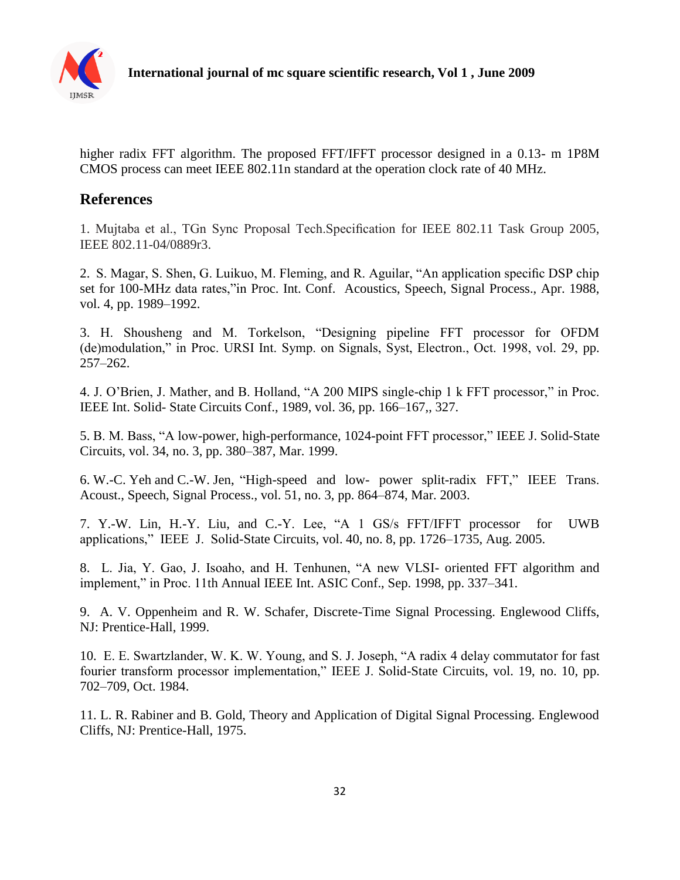higher radix FFT algorithm. The proposed FFT/IFFT processor designed in a 0.13- m 1P8M CMOS process can meet IEEE 802.11n standard at the operation clock rate of 40 MHz.

## References

1. Mujtaba et al., TGn Sync Proposal Tech.Specification for IEEE 802.11 Task Group 2005, IEEE 802.11-04/0889r3.

2. S. Magar, S. Shen, G. Luikuo, M. Fleming, and R. Aguilar, "An application specific DSP chip set for 100-MHz data rates,"in Proc. Int. Conf. Acoustics, Speech, Signal Process., Apr. 1988, vol. 4, pp. 1989–1992.

3. H. Shousheng and M. Torkelson, "Designing pipeline FFT processor for OFDM (de)modulation," in Proc. URSI Int. Symp. on Signals, Syst, Electron., Oct. 1998, vol. 29, pp. 257–262.

4. J. O'Brien, J. Mather, and B. Holland, "A 200 MIPS single-chip 1 k FFT processor," in Proc. IEEE Int. Solid- State Circuits Conf., 1989, vol. 36, pp. 166–167,, 327.

5. B. M. Bass, "A low-power, high-performance, 1024-point FFT processor," IEEE J. Solid-State Circuits, vol. 34, no. 3, pp. 380–387, Mar. 1999.

6. W.-C. Yeh and C.-W. Jen, "High-speed and low- power split-radix FFT," IEEE Trans. Acoust., Speech, Signal Process., vol. 51, no. 3, pp. 864–874, Mar. 2003.

7. Y.-W. Lin, H.-Y. Liu, and C.-Y. Lee, "A 1 GS/s FFT/IFFT processor for UWB applications," IEEE J. Solid-State Circuits, vol. 40, no. 8, pp. 1726–1735, Aug. 2005.

8. L. Jia, Y. Gao, J. Isoaho, and H. Tenhunen, "A new VLSI- oriented FFT algorithm and implement," in Proc. 11th Annual IEEE Int. ASIC Conf., Sep. 1998, pp. 337–341.

9. A. V. Oppenheim and R. W. Schafer, Discrete-Time Signal Processing. Englewood Cliffs, NJ: Prentice-Hall, 1999.

10. E. E. Swartzlander, W. K. W. Young, and S. J. Joseph, "A radix 4 delay commutator for fast fourier transform processor implementation," IEEE J. Solid-State Circuits, vol. 19, no. 10, pp. 702–709, Oct. 1984.

11. L. R. Rabiner and B. Gold, Theory and Application of Digital Signal Processing. Englewood Cliffs, NJ: Prentice-Hall, 1975.